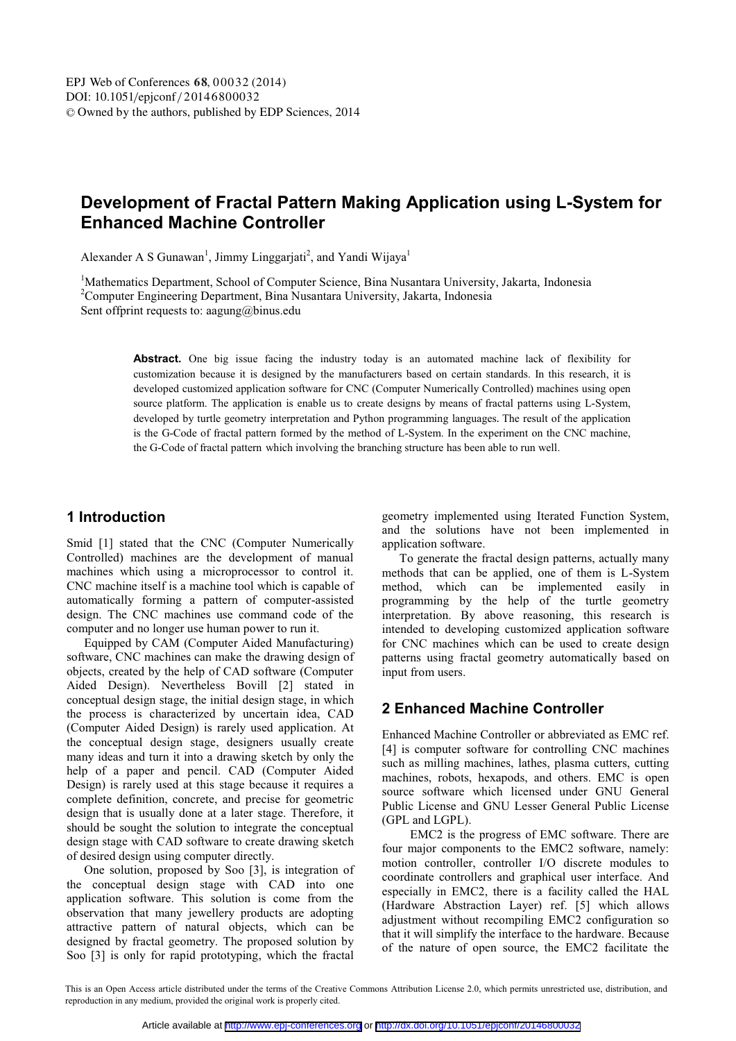# Development of Fractal Pattern Making Application using L-System for Enhanced Machine Controller

Alexander A S Gunawan[1], Jimmy Linggarjati[2], and Yandi Wijaya[1]

[1]Mathematics Department, School of Computer Science, Bina Nusantara University, Jakarta, Indonesia
[2]Computer Engineering Department, Bina Nusantara University, Jakarta, Indonesia
Sent offprint requests to: aagung@binus.edu

**Abstract.** One big issue facing the industry today is an automated machine lack of flexibility for customization because it is designed by the manufacturers based on certain standards. In this research, it is developed customized application software for CNC (Computer Numerically Controlled) machines using open source platform. The application is enable us to create designs by means of fractal patterns using L-System, developed by turtle geometry interpretation and Python programming languages. The result of the application is the G-Code of fractal pattern formed by the method of L-System. In the experiment on the CNC machine, the G-Code of fractal pattern which involving the branching structure has been able to run well.

## 1 Introduction

Smid [1] stated that the CNC (Computer Numerically Controlled) machines are the development of manual machines which using a microprocessor to control it. CNC machine itself is a machine tool which is capable of automatically forming a pattern of computer-assisted design. The CNC machines use command code of the computer and no longer use human power to run it.

Equipped by CAM (Computer Aided Manufacturing) software, CNC machines can make the drawing design of objects, created by the help of CAD software (Computer Aided Design). Nevertheless Bovill [2] stated in conceptual design stage, the initial design stage, in which the process is characterized by uncertain idea, CAD (Computer Aided Design) is rarely used application. At the conceptual design stage, designers usually create many ideas and turn it into a drawing sketch by only the help of a paper and pencil. CAD (Computer Aided Design) is rarely used at this stage because it requires a complete definition, concrete, and precise for geometric design that is usually done at a later stage. Therefore, it should be sought the solution to integrate the conceptual design stage with CAD software to create drawing sketch of desired design using computer directly.

One solution, proposed by Soo [3], is integration of the conceptual design stage with CAD into one application software. This solution is come from the observation that many jewellery products are adopting attractive pattern of natural objects, which can be designed by fractal geometry. The proposed solution by Soo [3] is only for rapid prototyping, which the fractal geometry implemented using Iterated Function System, and the solutions have not been implemented in application software.

To generate the fractal design patterns, actually many methods that can be applied, one of them is L-System method, which can be implemented easily in programming by the help of the turtle geometry interpretation. By above reasoning, this research is intended to developing customized application software for CNC machines which can be used to create design patterns using fractal geometry automatically based on input from users.

## 2 Enhanced Machine Controller

Enhanced Machine Controller or abbreviated as EMC ref. [4] is computer software for controlling CNC machines such as milling machines, lathes, plasma cutters, cutting machines, robots, hexapods, and others. EMC is open source software which licensed under GNU General Public License and GNU Lesser General Public License (GPL and LGPL).

EMC2 is the progress of EMC software. There are four major components to the EMC2 software, namely: motion controller, controller I/O discrete modules to coordinate controllers and graphical user interface. And especially in EMC2, there is a facility called the HAL (Hardware Abstraction Layer) ref. [5] which allows adjustment without recompiling EMC2 configuration so that it will simplify the interface to the hardware. Because of the nature of open source, the EMC2 facilitate the

This is an Open Access article distributed under the terms of the Creative Commons Attribution License 2.0, which permits unrestricted use, distribution, and reproduction in any medium, provided the original work is properly cited.

Article available at http://www.epj-conferences.org or http://dx.doi.org/10.1051/epjconf/20146800032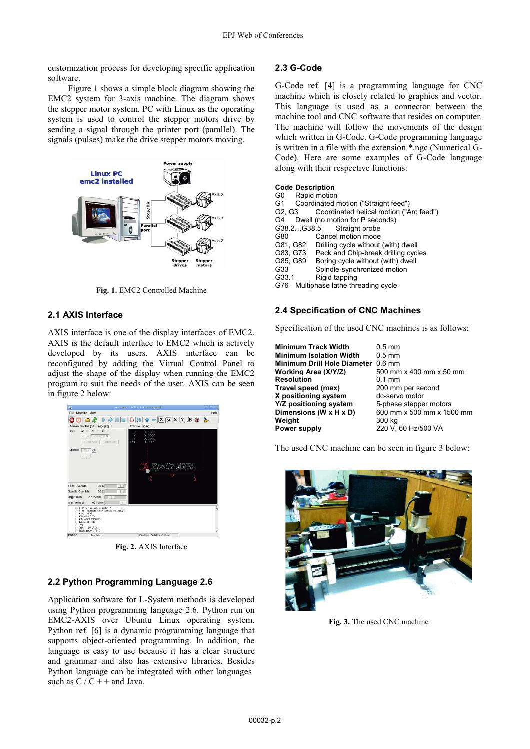customization process for developing specific application software.

Figure 1 shows a simple block diagram showing the EMC2 system for 3-axis machine. The diagram shows the stepper motor system. PC with Linux as the operating system is used to control the stepper motors drive by sending a signal through the printer port (parallel). The signals (pulses) make the drive stepper motors moving.

**Fig. 1.** EMC2 Controlled Machine

## 2.1 AXIS Interface

AXIS interface is one of the display interfaces of EMC2. AXIS is the default interface to EMC2 which is actively developed by its users. AXIS interface can be reconfigured by adding the Virtual Control Panel to adjust the shape of the display when running the EMC2 program to suit the needs of the user. AXIS can be seen in figure 2 below:

**Fig. 2.** AXIS Interface

## 2.2 Python Programming Language 2.6

Application software for L-System methods is developed using Python programming language 2.6. Python run on EMC2-AXIS over Ubuntu Linux operating system. Python ref. [6] is a dynamic programming language that supports object-oriented programming. In addition, the language is easy to use because it has a clear structure and grammar and also has extensive libraries. Besides Python language can be integrated with other languages such as C / C + + and Java.

## 2.3 G-Code

G-Code ref. [4] is a programming language for CNC machine which is closely related to graphics and vector. This language is used as a connector between the machine tool and CNC software that resides on computer. The machine will follow the movements of the design which written in G-Code. G-Code programming language is written in a file with the extension *.ngc (Numerical G-Code). Here are some examples of G-Code language along with their respective functions:

| Code | Description |
|---|---|
| G0 | Rapid motion |
| G1 | Coordinated motion ("Straight feed") |
| G2, G3 | Coordinated helical motion ("Arc feed") |
| G4 | Dwell (no motion for P seconds) |
| G38.2…G38.5 | Straight probe |
| G80 | Cancel motion mode |
| G81, G82 | Drilling cycle without (with) dwell |
| G83, G73 | Peck and Chip-break drilling cycles |
| G85, G89 | Boring cycle without (with) dwell |
| G33 | Spindle-synchronized motion |
| G33.1 | Rigid tapping |
| G76 | Multiphase lathe threading cycle |

## 2.4 Specification of CNC Machines

Specification of the used CNC machines is as follows:

| | |
|---|---|
| **Minimum Track Width** | 0.5 mm |
| **Minimum Isolation Width** | 0.5 mm |
| **Minimum Drill Hole Diameter** | 0.6 mm |
| **Working Area (X/Y/Z)** | 500 mm x 400 mm x 50 mm |
| **Resolution** | 0.1 mm |
| **Travel speed (max)** | 200 mm per second |
| **X positioning system** | dc-servo motor |
| **Y/Z positioning system** | 5-phase stepper motors |
| **Dimensions (W x H x D)** | 600 mm x 500 mm x 1500 mm |
| **Weight** | 300 kg |
| **Power supply** | 220 V, 60 Hz/500 VA |

The used CNC machine can be seen in figure 3 below:

**Fig. 3.** The used CNC machine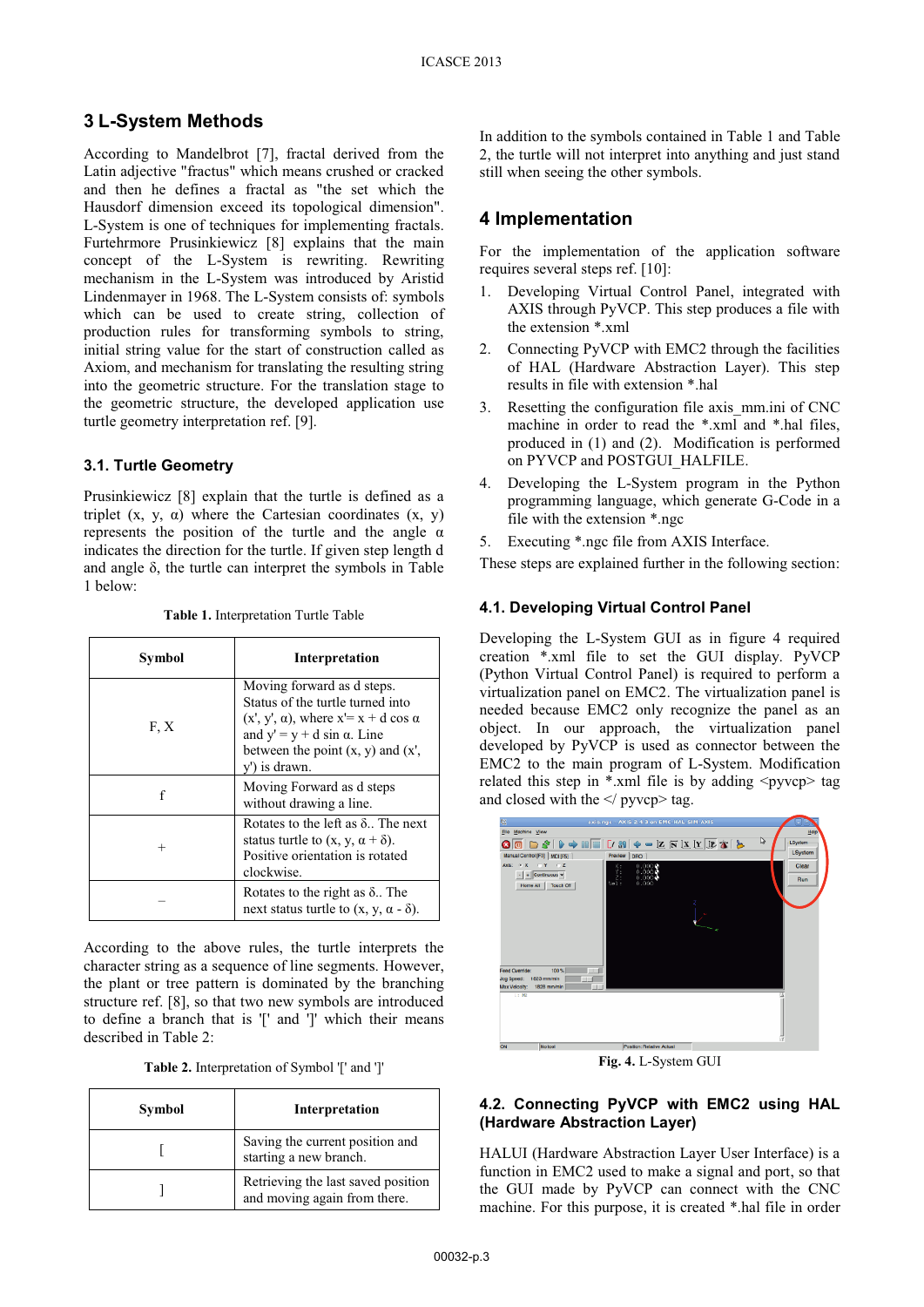## 3 L-System Methods

According to Mandelbrot [7], fractal derived from the Latin adjective "fractus" which means crushed or cracked and then he defines a fractal as "the set which the Hausdorf dimension exceed its topological dimension". L-System is one of techniques for implementing fractals. Furtehrmore Prusinkiewicz [8] explains that the main concept of the L-System is rewriting. Rewriting mechanism in the L-System was introduced by Aristid Lindenmayer in 1968. The L-System consists of: symbols which can be used to create string, collection of production rules for transforming symbols to string, initial string value for the start of construction called as Axiom, and mechanism for translating the resulting string into the geometric structure. For the translation stage to the geometric structure, the developed application use turtle geometry interpretation ref. [9].

### 3.1. Turtle Geometry

Prusinkiewicz [8] explain that the turtle is defined as a triplet (x, y, α) where the Cartesian coordinates (x, y) represents the position of the turtle and the angle α indicates the direction for the turtle. If given step length d and angle δ, the turtle can interpret the symbols in Table 1 below:

**Table 1.** Interpretation Turtle Table

| Symbol | Interpretation |
|---|---|
| F, X | Moving forward as d steps. Status of the turtle turned into (x', y', α), where x'= x + d cos α and y' = y + d sin α. Line between the point (x, y) and (x', y') is drawn. |
| f | Moving Forward as d steps without drawing a line. |
| + | Rotates to the left as δ.. The next status turtle to (x, y, α + δ). Positive orientation is rotated clockwise. |
| – | Rotates to the right as δ.. The next status turtle to (x, y, α - δ). |

According to the above rules, the turtle interprets the character string as a sequence of line segments. However, the plant or tree pattern is dominated by the branching structure ref. [8], so that two new symbols are introduced to define a branch that is '[' and ']' which their means described in Table 2:

**Table 2.** Interpretation of Symbol '[' and ']'

| Symbol | Interpretation |
|---|---|
| [ | Saving the current position and starting a new branch. |
| ] | Retrieving the last saved position and moving again from there. |

In addition to the symbols contained in Table 1 and Table 2, the turtle will not interpret into anything and just stand still when seeing the other symbols.

## 4 Implementation

For the implementation of the application software requires several steps ref. [10]:

1. Developing Virtual Control Panel, integrated with AXIS through PyVCP. This step produces a file with the extension *.xml
2. Connecting PyVCP with EMC2 through the facilities of HAL (Hardware Abstraction Layer). This step results in file with extension *.hal
3. Resetting the configuration file axis_mm.ini of CNC machine in order to read the *.xml and *.hal files, produced in (1) and (2). Modification is performed on PYVCP and POSTGUI_HALFILE.
4. Developing the L-System program in the Python programming language, which generate G-Code in a file with the extension *.ngc
5. Executing *.ngc file from AXIS Interface.

These steps are explained further in the following section:

### 4.1. Developing Virtual Control Panel

Developing the L-System GUI as in figure 4 required creation *.xml file to set the GUI display. PyVCP (Python Virtual Control Panel) is required to perform a virtualization panel on EMC2. The virtualization panel is needed because EMC2 only recognize the panel as an object. In our approach, the virtualization panel developed by PyVCP is used as connector between the EMC2 to the main program of L-System. Modification related this step in *.xml file is by adding <pyvcp> tag and closed with the </ pyvcp> tag.

**Fig. 4.** L-System GUI

### 4.2. Connecting PyVCP with EMC2 using HAL (Hardware Abstraction Layer)

HALUI (Hardware Abstraction Layer User Interface) is a function in EMC2 used to make a signal and port, so that the GUI made by PyVCP can connect with the CNC machine. For this purpose, it is created *.hal file in order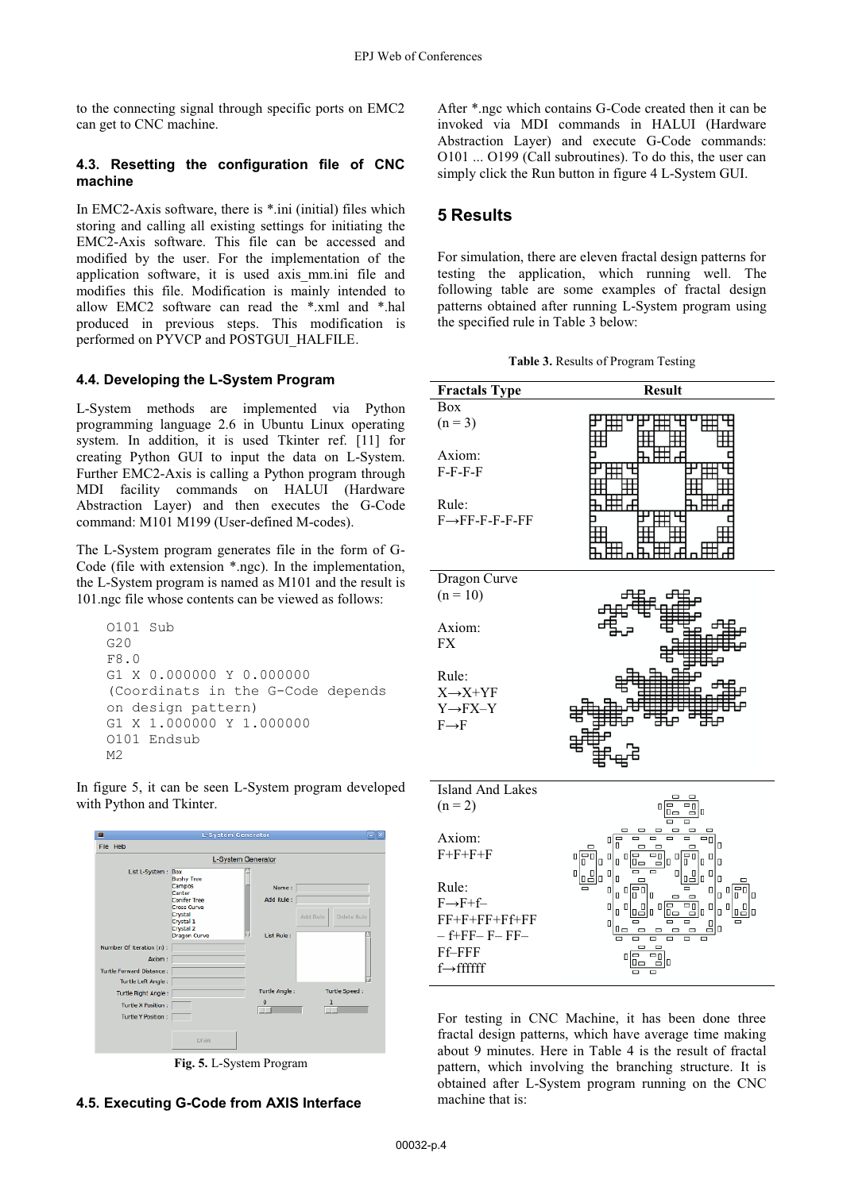to the connecting signal through specific ports on EMC2 can get to CNC machine.

### 4.3. Resetting the configuration file of CNC machine

In EMC2-Axis software, there is *.ini (initial) files which storing and calling all existing settings for initiating the EMC2-Axis software. This file can be accessed and modified by the user. For the implementation of the application software, it is used axis_mm.ini file and modifies this file. Modification is mainly intended to allow EMC2 software can read the *.xml and *.hal produced in previous steps. This modification is performed on PYVCP and POSTGUI_HALFILE.

### 4.4. Developing the L-System Program

L-System methods are implemented via Python programming language 2.6 in Ubuntu Linux operating system. In addition, it is used Tkinter ref. [11] for creating Python GUI to input the data on L-System. Further EMC2-Axis is calling a Python program through MDI facility commands on HALUI (Hardware Abstraction Layer) and then executes the G-Code command: M101 M199 (User-defined M-codes).

The L-System program generates file in the form of G-Code (file with extension *.ngc). In the implementation, the L-System program is named as M101 and the result is 101.ngc file whose contents can be viewed as follows:

```
O101 Sub
G20
F8.0
G1 X 0.000000 Y 0.000000
(Coordinats in the G-Code depends
on design pattern)
G1 X 1.000000 Y 1.000000
O101 Endsub
M2
```

In figure 5, it can be seen L-System program developed with Python and Tkinter.

Fig. 5. L-System Program

### 4.5. Executing G-Code from AXIS Interface

After *.ngc which contains G-Code created then it can be invoked via MDI commands in HALUI (Hardware Abstraction Layer) and execute G-Code commands: O101 ... O199 (Call subroutines). To do this, the user can simply click the Run button in figure 4 L-System GUI.

## 5 Results

For simulation, there are eleven fractal design patterns for testing the application, which running well. The following table are some examples of fractal design patterns obtained after running L-System program using the specified rule in Table 3 below:

**Table 3.** Results of Program Testing

| Fractals Type | Result |
|---|---|
| Box<br>(n = 3)<br><br>Axiom:<br>F-F-F-F<br><br>Rule:<br>F→FF-F-F-F-FF | |
| Dragon Curve<br>(n = 10)<br><br>Axiom:<br>FX<br><br>Rule:<br>X→X+YF<br>Y→FX–Y<br>F→F | |
| Island And Lakes<br>(n = 2)<br><br>Axiom:<br>F+F+F+F<br><br>Rule:<br>F→F+f–FF+F+FF+Ff+FF–f+FF–F–FF–Ff–FFF<br>f→ffffff | |

For testing in CNC Machine, it has been done three fractal design patterns, which have average time making about 9 minutes. Here in Table 4 is the result of fractal pattern, which involving the branching structure. It is obtained after L-System program running on the CNC machine that is: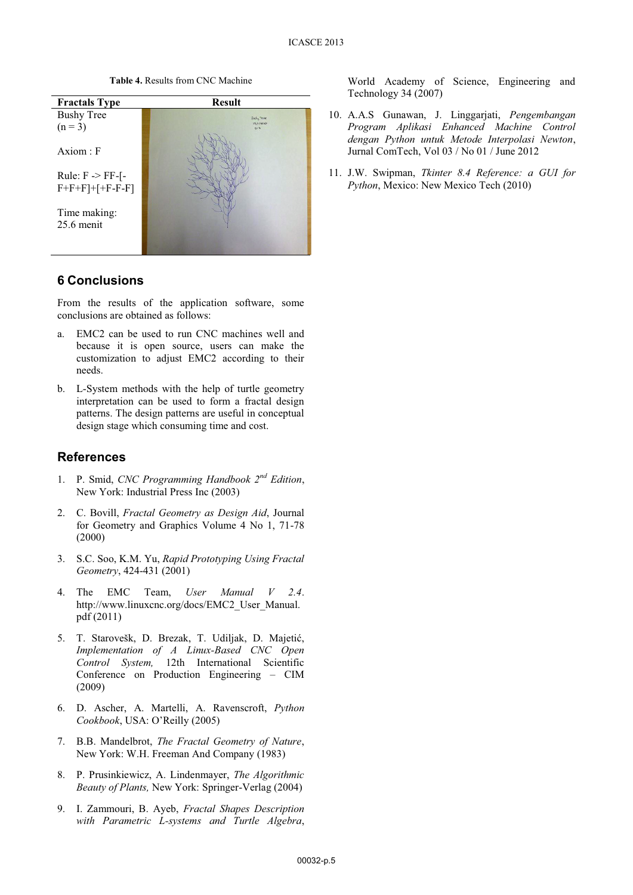**Table 4.** Results from CNC Machine

| Fractals Type | Result |
|---|---|
| Bushy Tree (n = 3)<br><br>Axiom : F<br><br>Rule: F -> FF-[-F+F+F]+[+F-F-F]<br><br>Time making: 25.6 menit | |

## 6 Conclusions

From the results of the application software, some conclusions are obtained as follows:

a. EMC2 can be used to run CNC machines well and because it is open source, users can make the customization to adjust EMC2 according to their needs.

b. L-System methods with the help of turtle geometry interpretation can be used to form a fractal design patterns. The design patterns are useful in conceptual design stage which consuming time and cost.

## References

1. P. Smid, *CNC Programming Handbook 2nd Edition*, New York: Industrial Press Inc (2003)

2. C. Bovill, *Fractal Geometry as Design Aid*, Journal for Geometry and Graphics Volume 4 No 1, 71-78 (2000)

3. S.C. Soo, K.M. Yu, *Rapid Prototyping Using Fractal Geometry*, 424-431 (2001)

4. The EMC Team, *User Manual V 2.4*. http://www.linuxcnc.org/docs/EMC2_User_Manual.pdf (2011)

5. T. Starovešk, D. Brezak, T. Udiljak, D. Majetić, *Implementation of A Linux-Based CNC Open Control System,* 12th International Scientific Conference on Production Engineering – CIM (2009)

6. D. Ascher, A. Martelli, A. Ravenscroft, *Python Cookbook*, USA: O'Reilly (2005)

7. B.B. Mandelbrot, *The Fractal Geometry of Nature*, New York: W.H. Freeman And Company (1983)

8. P. Prusinkiewicz, A. Lindenmayer, *The Algorithmic Beauty of Plants,* New York: Springer-Verlag (2004)

9. I. Zammouri, B. Ayeb, *Fractal Shapes Description with Parametric L-systems and Turtle Algebra*, World Academy of Science, Engineering and Technology 34 (2007)

10. A.A.S Gunawan, J. Linggarjati, *Pengembangan Program Aplikasi Enhanced Machine Control dengan Python untuk Metode Interpolasi Newton*, Jurnal ComTech, Vol 03 / No 01 / June 2012

11. J.W. Swipman, *Tkinter 8.4 Reference: a GUI for Python*, Mexico: New Mexico Tech (2010)